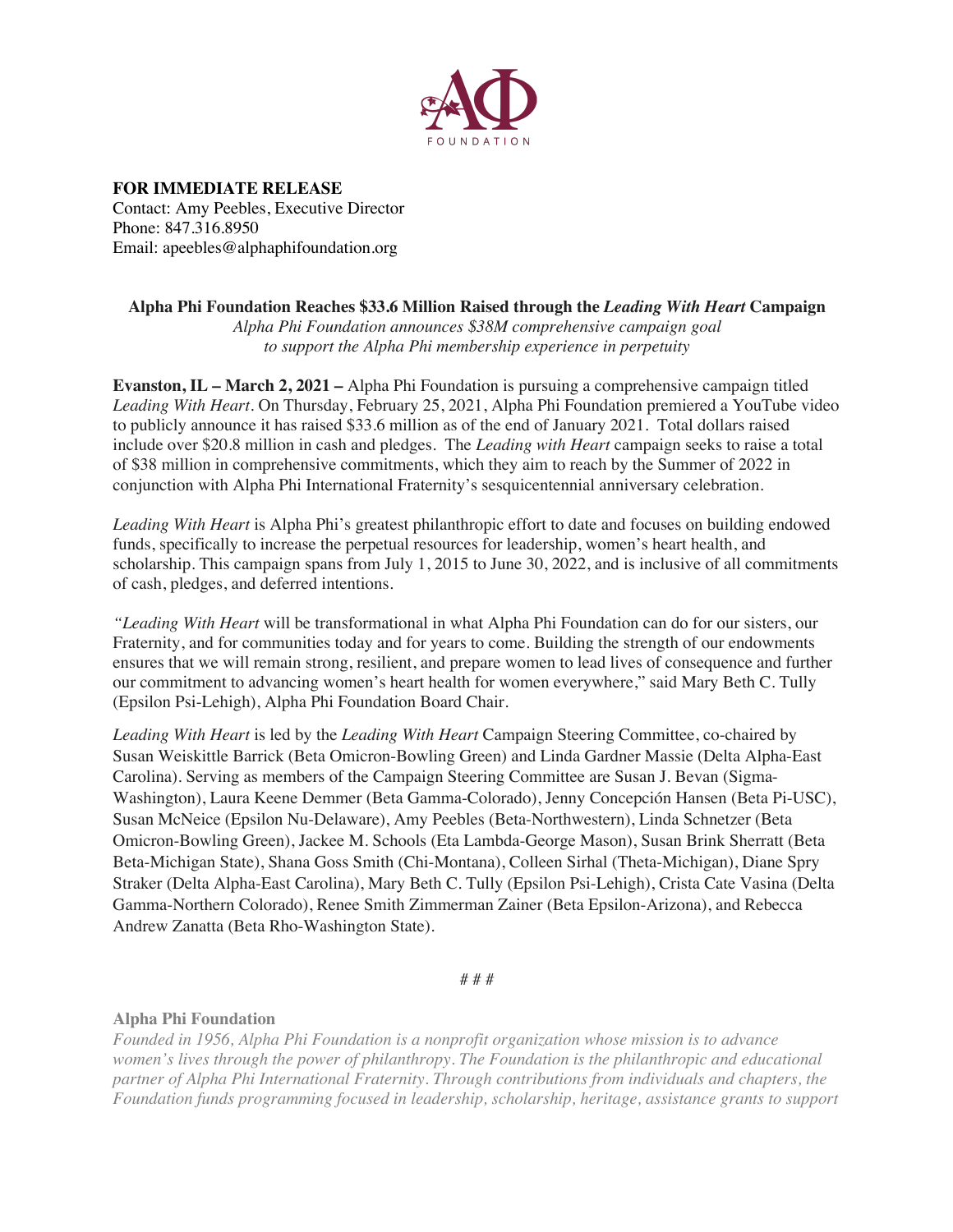**FOR IMMEDIATE RELEASE**
Contact: Amy Peebles, Executive Director
Phone: 847.316.8950
Email: apeebles@alphaphifoundation.org

**Alpha Phi Foundation Reaches $33.6 Million Raised through the *Leading With Heart* Campaign**

*Alpha Phi Foundation announces $38M comprehensive campaign goal to support the Alpha Phi membership experience in perpetuity*

**Evanston, IL – March 2, 2021 –** Alpha Phi Foundation is pursuing a comprehensive campaign titled *Leading With Heart*. On Thursday, February 25, 2021, Alpha Phi Foundation premiered a YouTube video to publicly announce it has raised $33.6 million as of the end of January 2021. Total dollars raised include over $20.8 million in cash and pledges. The *Leading with Heart* campaign seeks to raise a total of $38 million in comprehensive commitments, which they aim to reach by the Summer of 2022 in conjunction with Alpha Phi International Fraternity's sesquicentennial anniversary celebration.

*Leading With Heart* is Alpha Phi's greatest philanthropic effort to date and focuses on building endowed funds, specifically to increase the perpetual resources for leadership, women's heart health, and scholarship. This campaign spans from July 1, 2015 to June 30, 2022, and is inclusive of all commitments of cash, pledges, and deferred intentions.

*"Leading With Heart* will be transformational in what Alpha Phi Foundation can do for our sisters, our Fraternity, and for communities today and for years to come. Building the strength of our endowments ensures that we will remain strong, resilient, and prepare women to lead lives of consequence and further our commitment to advancing women's heart health for women everywhere," said Mary Beth C. Tully (Epsilon Psi-Lehigh), Alpha Phi Foundation Board Chair.

*Leading With Heart* is led by the *Leading With Heart* Campaign Steering Committee, co-chaired by Susan Weiskittle Barrick (Beta Omicron-Bowling Green) and Linda Gardner Massie (Delta Alpha-East Carolina). Serving as members of the Campaign Steering Committee are Susan J. Bevan (Sigma-Washington), Laura Keene Demmer (Beta Gamma-Colorado), Jenny Concepción Hansen (Beta Pi-USC), Susan McNeice (Epsilon Nu-Delaware), Amy Peebles (Beta-Northwestern), Linda Schnetzer (Beta Omicron-Bowling Green), Jackee M. Schools (Eta Lambda-George Mason), Susan Brink Sherratt (Beta Beta-Michigan State), Shana Goss Smith (Chi-Montana), Colleen Sirhal (Theta-Michigan), Diane Spry Straker (Delta Alpha-East Carolina), Mary Beth C. Tully (Epsilon Psi-Lehigh), Crista Cate Vasina (Delta Gamma-Northern Colorado), Renee Smith Zimmerman Zainer (Beta Epsilon-Arizona), and Rebecca Andrew Zanatta (Beta Rho-Washington State).

# # #

**Alpha Phi Foundation**

*Founded in 1956, Alpha Phi Foundation is a nonprofit organization whose mission is to advance women's lives through the power of philanthropy. The Foundation is the philanthropic and educational partner of Alpha Phi International Fraternity. Through contributions from individuals and chapters, the Foundation funds programming focused in leadership, scholarship, heritage, assistance grants to support*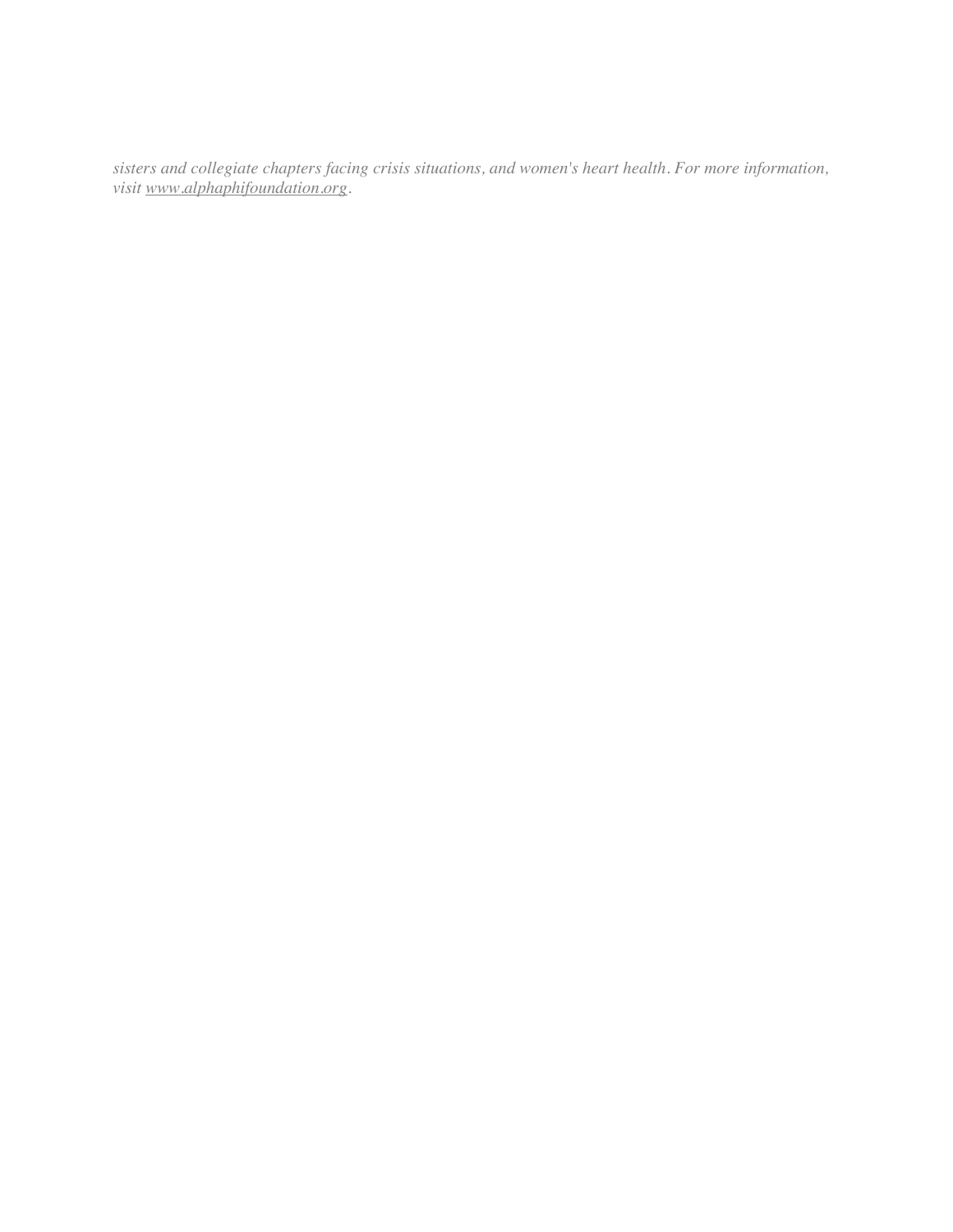*sisters and collegiate chapters facing crisis situations, and women's heart health. For more information, visit www.alphaphifoundation.org.*